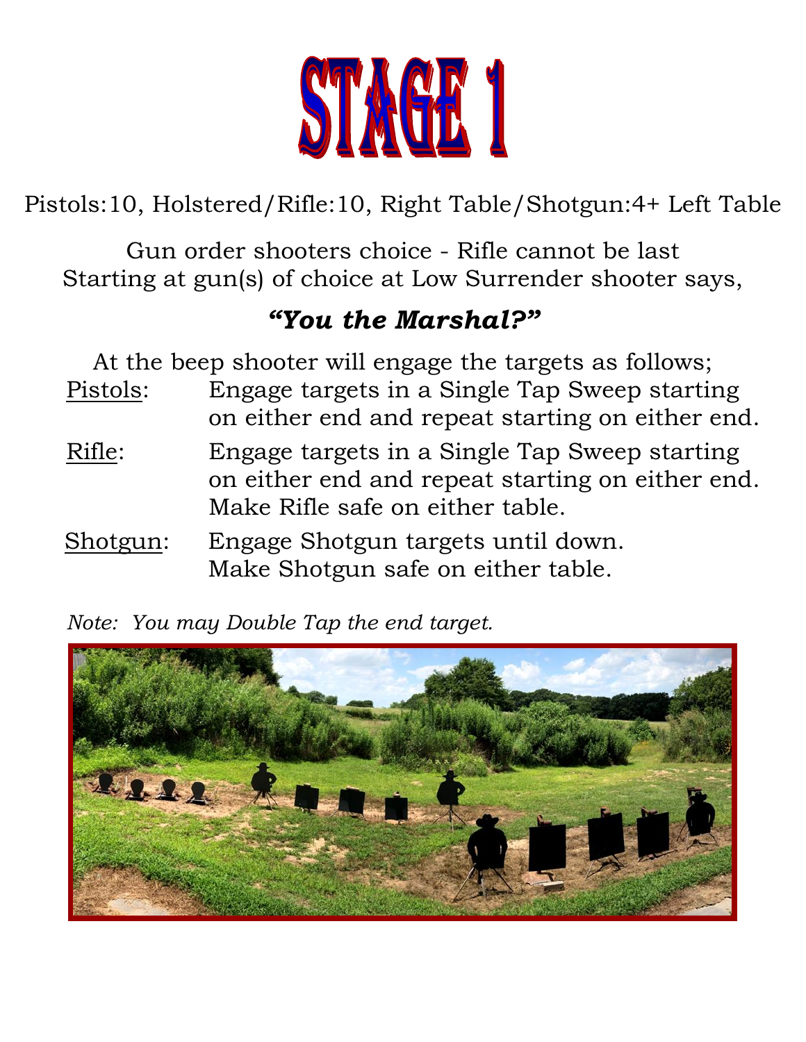# STAGE 1

Pistols:10, Holstered/Rifle:10, Right Table/Shotgun:4+ Left Table

Gun order shooters choice - Rifle cannot be last
Starting at gun(s) of choice at Low Surrender shooter says,

## *"You the Marshal?"*

At the beep shooter will engage the targets as follows;

- <u>Pistols</u>: Engage targets in a Single Tap Sweep starting on either end and repeat starting on either end.
- <u>Rifle</u>: Engage targets in a Single Tap Sweep starting on either end and repeat starting on either end. Make Rifle safe on either table.
- <u>Shotgun</u>: Engage Shotgun targets until down. Make Shotgun safe on either table.

*Note: You may Double Tap the end target.*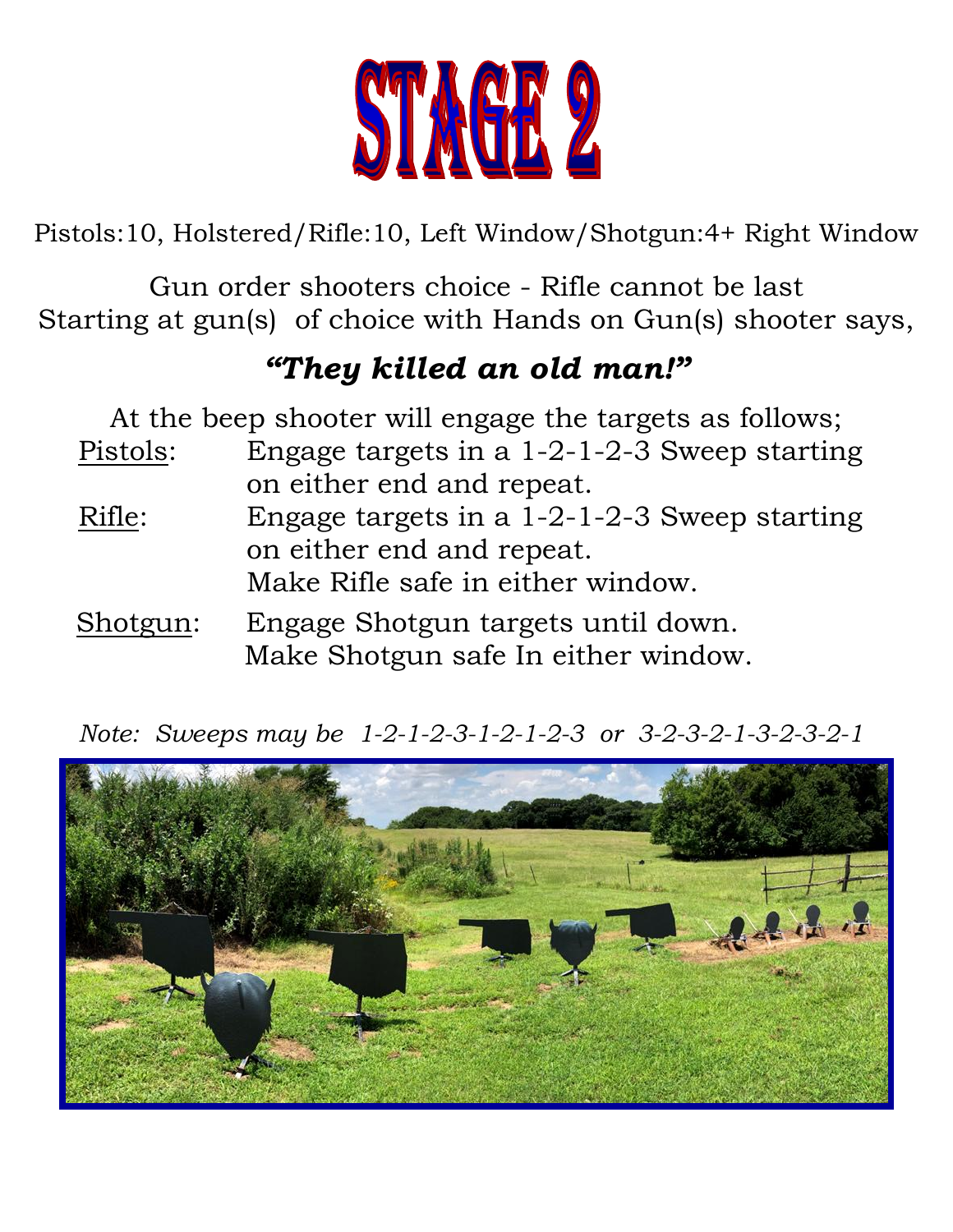# STAGE 2

Pistols:10, Holstered/Rifle:10, Left Window/Shotgun:4+ Right Window

Gun order shooters choice - Rifle cannot be last
Starting at gun(s) of choice with Hands on Gun(s) shooter says,

***"They killed an old man!"***

At the beep shooter will engage the targets as follows;

<u>Pistols</u>: Engage targets in a 1-2-1-2-3 Sweep starting on either end and repeat.

<u>Rifle</u>: Engage targets in a 1-2-1-2-3 Sweep starting on either end and repeat.
Make Rifle safe in either window.

<u>Shotgun</u>: Engage Shotgun targets until down.
Make Shotgun safe In either window.

*Note: Sweeps may be 1-2-1-2-3-1-2-1-2-3 or 3-2-3-2-1-3-2-3-2-1*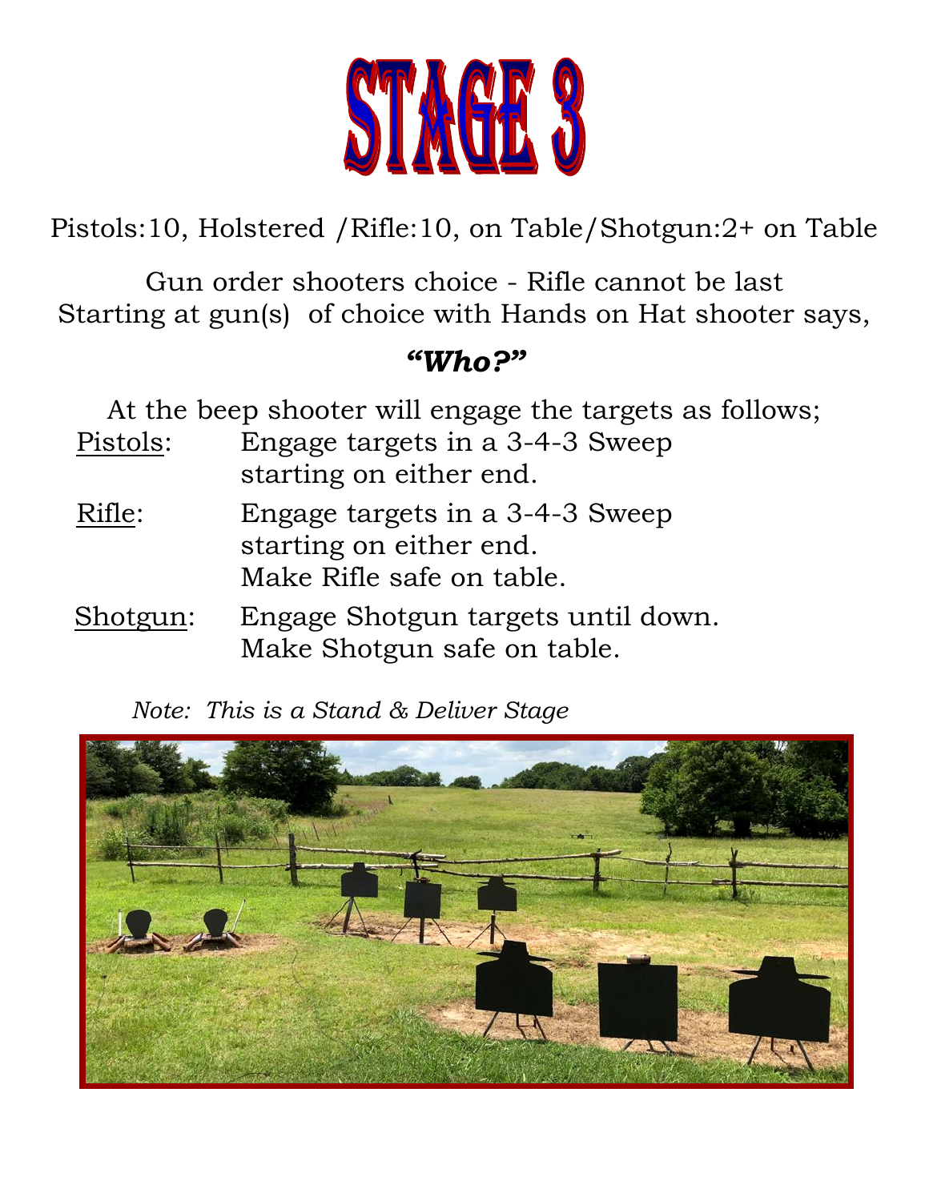# STAGE 3

Pistols:10, Holstered /Rifle:10, on Table/Shotgun:2+ on Table

Gun order shooters choice - Rifle cannot be last
Starting at gun(s) of choice with Hands on Hat shooter says,

***"Who?"***

At the beep shooter will engage the targets as follows;

<u>Pistols</u>: Engage targets in a 3-4-3 Sweep starting on either end.

<u>Rifle</u>: Engage targets in a 3-4-3 Sweep starting on either end. Make Rifle safe on table.

<u>Shotgun</u>: Engage Shotgun targets until down. Make Shotgun safe on table.

*Note: This is a Stand & Deliver Stage*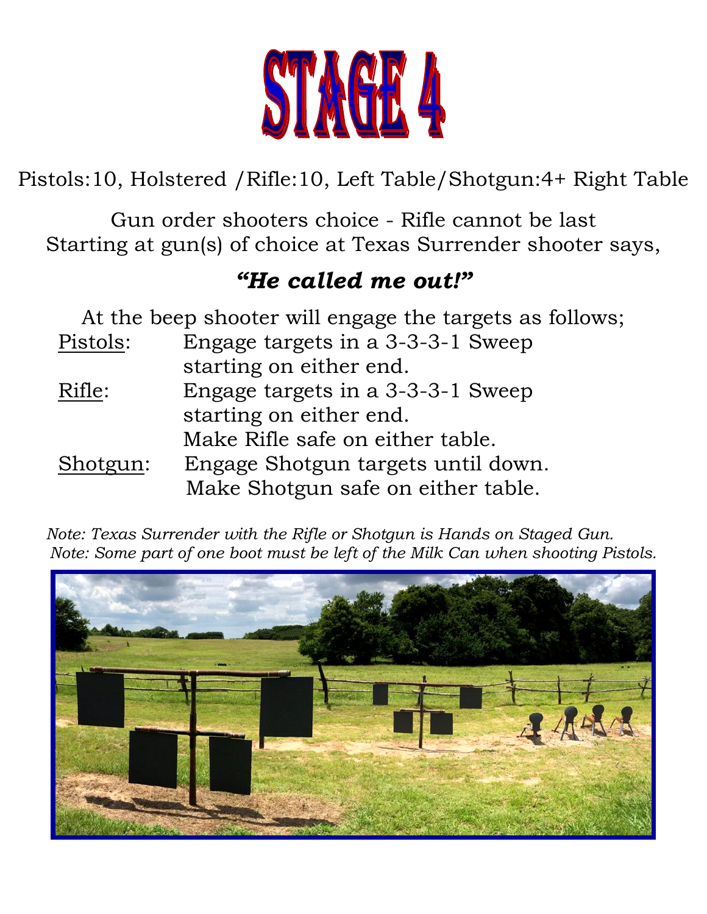# STAGE 4

Pistols:10, Holstered /Rifle:10, Left Table/Shotgun:4+ Right Table

Gun order shooters choice - Rifle cannot be last
Starting at gun(s) of choice at Texas Surrender shooter says,

***"He called me out!"***

At the beep shooter will engage the targets as follows;

<u>Pistols</u>: Engage targets in a 3-3-3-1 Sweep starting on either end.

<u>Rifle</u>: Engage targets in a 3-3-3-1 Sweep starting on either end.
Make Rifle safe on either table.

<u>Shotgun</u>: Engage Shotgun targets until down.
Make Shotgun safe on either table.

*Note: Texas Surrender with the Rifle or Shotgun is Hands on Staged Gun.*
*Note: Some part of one boot must be left of the Milk Can when shooting Pistols.*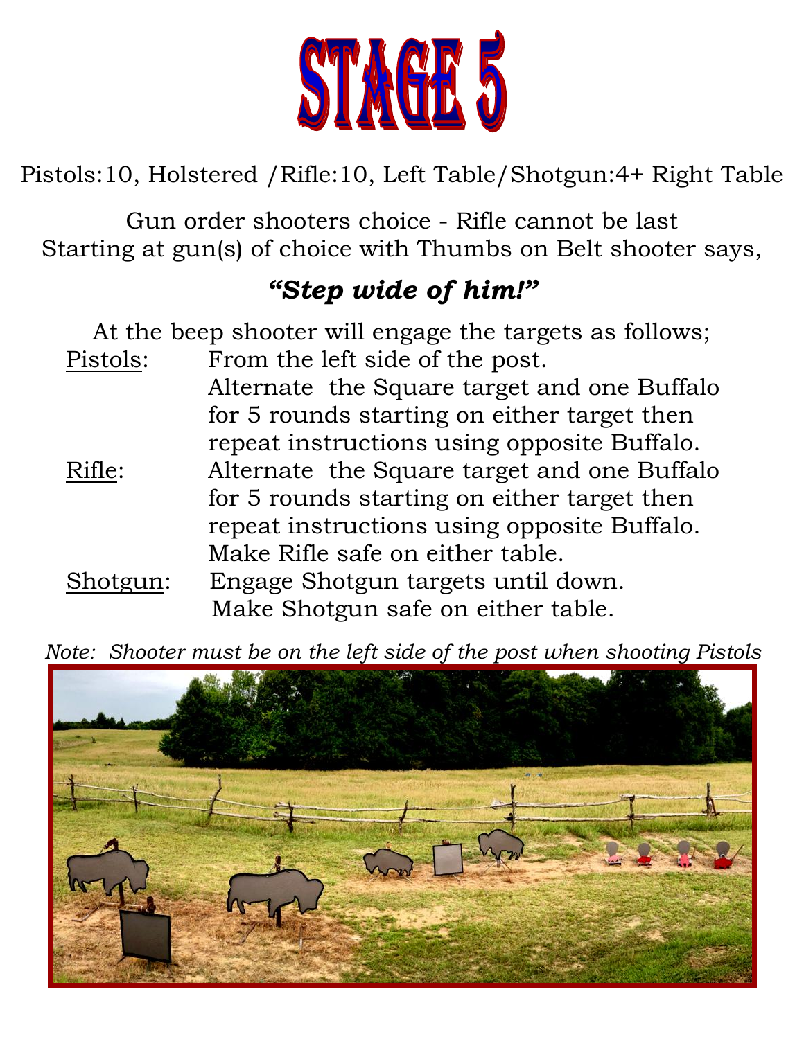# STAGE 5

Pistols:10, Holstered /Rifle:10, Left Table/Shotgun:4+ Right Table

Gun order shooters choice - Rifle cannot be last
Starting at gun(s) of choice with Thumbs on Belt shooter says,

***"Step wide of him!"***

At the beep shooter will engage the targets as follows;

<u>Pistols</u>: From the left side of the post.
Alternate the Square target and one Buffalo for 5 rounds starting on either target then repeat instructions using opposite Buffalo.

<u>Rifle</u>: Alternate the Square target and one Buffalo for 5 rounds starting on either target then repeat instructions using opposite Buffalo.
Make Rifle safe on either table.

<u>Shotgun</u>: Engage Shotgun targets until down.
Make Shotgun safe on either table.

*Note: Shooter must be on the left side of the post when shooting Pistols*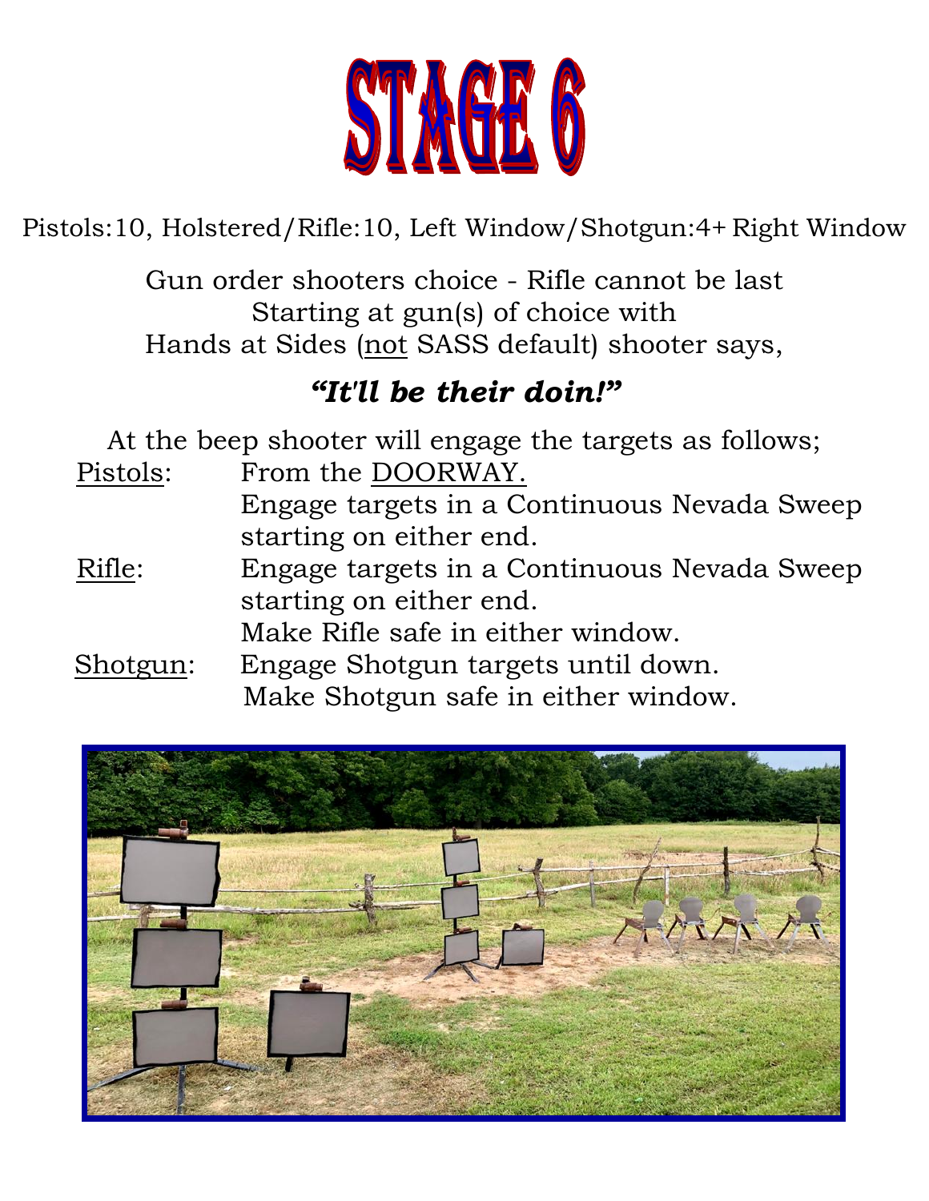# STAGE 6

Pistols:10, Holstered/Rifle:10, Left Window/Shotgun:4+ Right Window

Gun order shooters choice - Rifle cannot be last
Starting at gun(s) of choice with
Hands at Sides (not SASS default) shooter says,

***"It'll be their doin!"***

At the beep shooter will engage the targets as follows;

Pistols: From the DOORWAY.
Engage targets in a Continuous Nevada Sweep starting on either end.

Rifle: Engage targets in a Continuous Nevada Sweep starting on either end.
Make Rifle safe in either window.

Shotgun: Engage Shotgun targets until down.
Make Shotgun safe in either window.